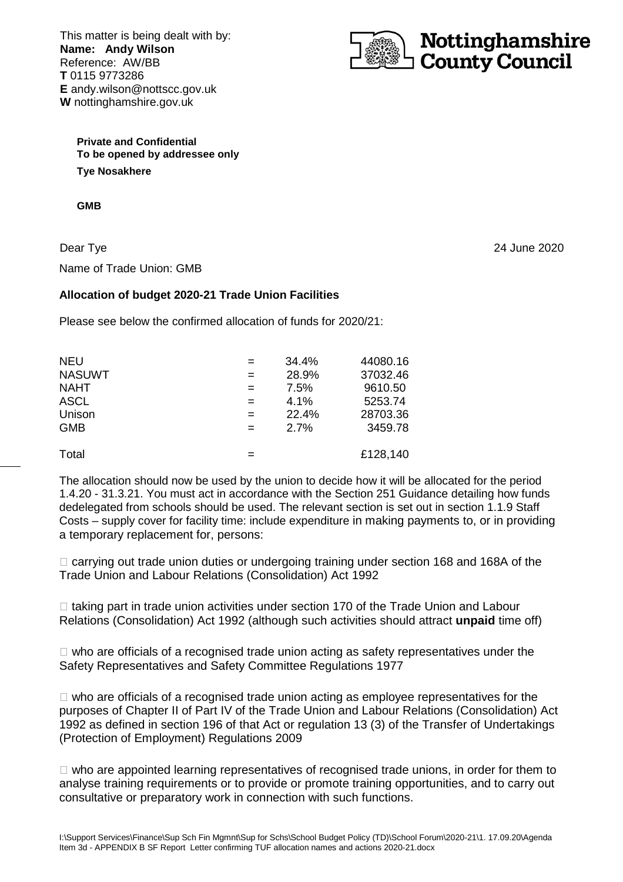This matter is being dealt with by:
**Name: Andy Wilson**
Reference: AW/BB
**T** 0115 9773286
**E** andy.wilson@nottscc.gov.uk
**W** nottinghamshire.gov.uk

**Nottinghamshire County Council**

**Private and Confidential**
**To be opened by addressee only**

**Tye Nosakhere**

**GMB**

Dear Tye

24 June 2020

Name of Trade Union: GMB

**Allocation of budget 2020-21 Trade Union Facilities**

Please see below the confirmed allocation of funds for 2020/21:

| | | | |
|---|---|---|---|
| NEU | = | 34.4% | 44080.16 |
| NASUWT | = | 28.9% | 37032.46 |
| NAHT | = | 7.5% | 9610.50 |
| ASCL | = | 4.1% | 5253.74 |
| Unison | = | 22.4% | 28703.36 |
| GMB | = | 2.7% | 3459.78 |
| Total | = | | £128,140 |

The allocation should now be used by the union to decide how it will be allocated for the period 1.4.20 - 31.3.21. You must act in accordance with the Section 251 Guidance detailing how funds dedelegated from schools should be used. The relevant section is set out in section 1.1.9 Staff Costs – supply cover for facility time: include expenditure in making payments to, or in providing a temporary replacement for, persons:

- carrying out trade union duties or undergoing training under section 168 and 168A of the Trade Union and Labour Relations (Consolidation) Act 1992

- taking part in trade union activities under section 170 of the Trade Union and Labour Relations (Consolidation) Act 1992 (although such activities should attract **unpaid** time off)

- who are officials of a recognised trade union acting as safety representatives under the Safety Representatives and Safety Committee Regulations 1977

- who are officials of a recognised trade union acting as employee representatives for the purposes of Chapter II of Part IV of the Trade Union and Labour Relations (Consolidation) Act 1992 as defined in section 196 of that Act or regulation 13 (3) of the Transfer of Undertakings (Protection of Employment) Regulations 2009

- who are appointed learning representatives of recognised trade unions, in order for them to analyse training requirements or to provide or promote training opportunities, and to carry out consultative or preparatory work in connection with such functions.

I:\Support Services\Finance\Sup Sch Fin Mgmnt\Sup for Schs\School Budget Policy (TD)\School Forum\2020-21\1. 17.09.20\Agenda Item 3d - APPENDIX B SF Report Letter confirming TUF allocation names and actions 2020-21.docx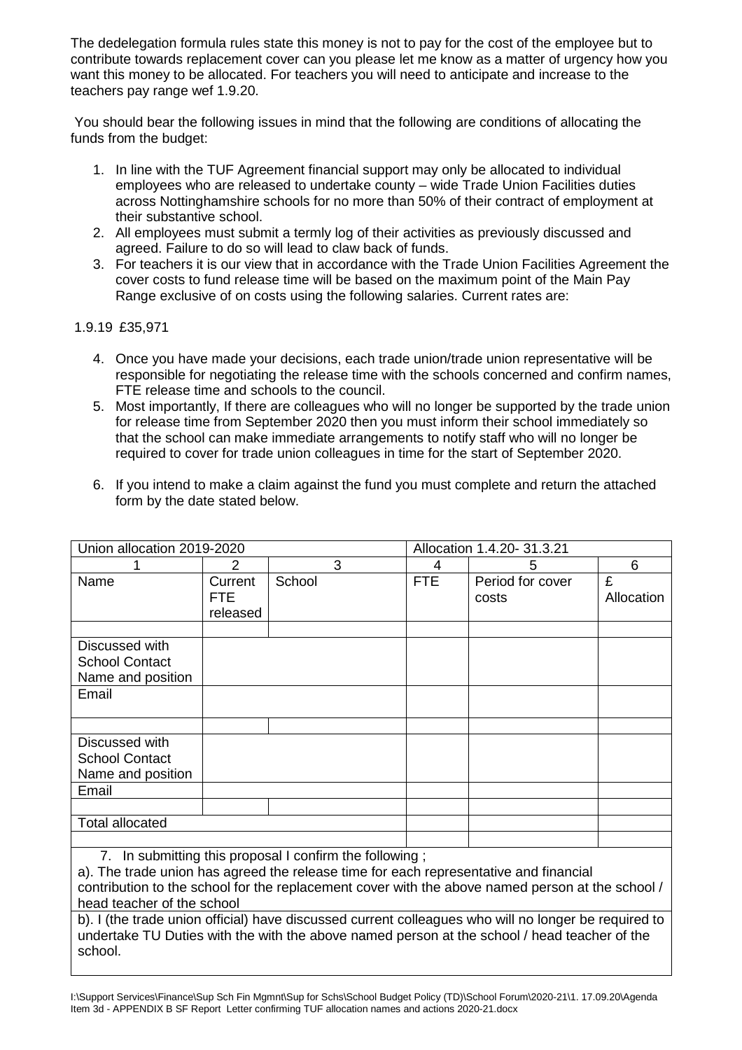The dedelegation formula rules state this money is not to pay for the cost of the employee but to contribute towards replacement cover can you please let me know as a matter of urgency how you want this money to be allocated. For teachers you will need to anticipate and increase to the teachers pay range wef 1.9.20.

You should bear the following issues in mind that the following are conditions of allocating the funds from the budget:

1. In line with the TUF Agreement financial support may only be allocated to individual employees who are released to undertake county – wide Trade Union Facilities duties across Nottinghamshire schools for no more than 50% of their contract of employment at their substantive school.
2. All employees must submit a termly log of their activities as previously discussed and agreed. Failure to do so will lead to claw back of funds.
3. For teachers it is our view that in accordance with the Trade Union Facilities Agreement the cover costs to fund release time will be based on the maximum point of the Main Pay Range exclusive of on costs using the following salaries. Current rates are:

1.9.19 £35,971

4. Once you have made your decisions, each trade union/trade union representative will be responsible for negotiating the release time with the schools concerned and confirm names, FTE release time and schools to the council.
5. Most importantly, If there are colleagues who will no longer be supported by the trade union for release time from September 2020 then you must inform their school immediately so that the school can make immediate arrangements to notify staff who will no longer be required to cover for trade union colleagues in time for the start of September 2020.
6. If you intend to make a claim against the fund you must complete and return the attached form by the date stated below.

| Union allocation 2019-2020 | | | Allocation 1.4.20- 31.3.21 | | |
|---|---|---|---|---|---|
| 1 | 2 | 3 | 4 | 5 | 6 |
| Name | Current FTE released | School | FTE | Period for cover costs | £ Allocation |
| | | | | | |
| Discussed with School Contact Name and position | | | | | |
| Email | | | | | |
| | | | | | |
| Discussed with School Contact Name and position | | | | | |
| Email | | | | | |
| | | | | | |
| Total allocated | | | | | |
| | | | | | |

7. In submitting this proposal I confirm the following ;

a). The trade union has agreed the release time for each representative and financial contribution to the school for the replacement cover with the above named person at the school / head teacher of the school

b). I (the trade union official) have discussed current colleagues who will no longer be required to undertake TU Duties with the with the above named person at the school / head teacher of the school.

I:\Support Services\Finance\Sup Sch Fin Mgmnt\Sup for Schs\School Budget Policy (TD)\School Forum\2020-21\1. 17.09.20\Agenda Item 3d - APPENDIX B SF Report Letter confirming TUF allocation names and actions 2020-21.docx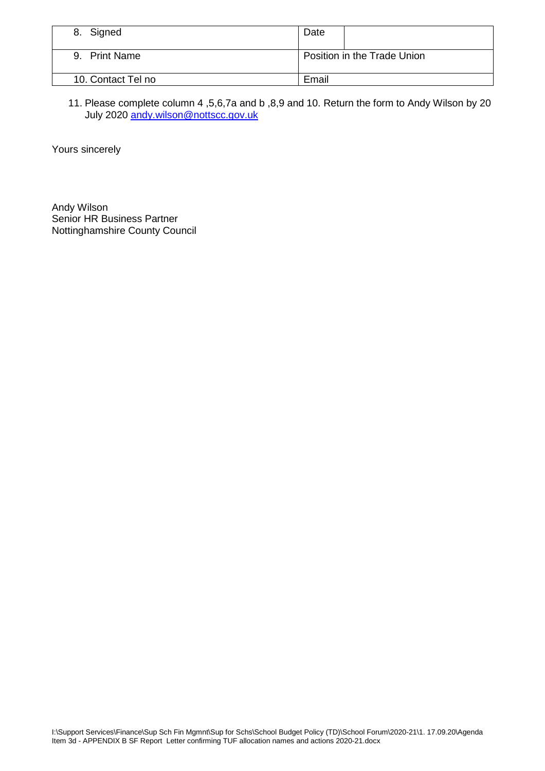| | | |
|---|---|---|
| 8. Signed | Date | |
| 9. Print Name | Position in the Trade Union | |
| 10. Contact Tel no | Email | |

11. Please complete column 4 ,5,6,7a and b ,8,9 and 10. Return the form to Andy Wilson by 20 July 2020 andy.wilson@nottscc.gov.uk

Yours sincerely

Andy Wilson
Senior HR Business Partner
Nottinghamshire County Council

I:\Support Services\Finance\Sup Sch Fin Mgmnt\Sup for Schs\School Budget Policy (TD)\School Forum\2020-21\1. 17.09.20\Agenda Item 3d - APPENDIX B SF Report Letter confirming TUF allocation names and actions 2020-21.docx